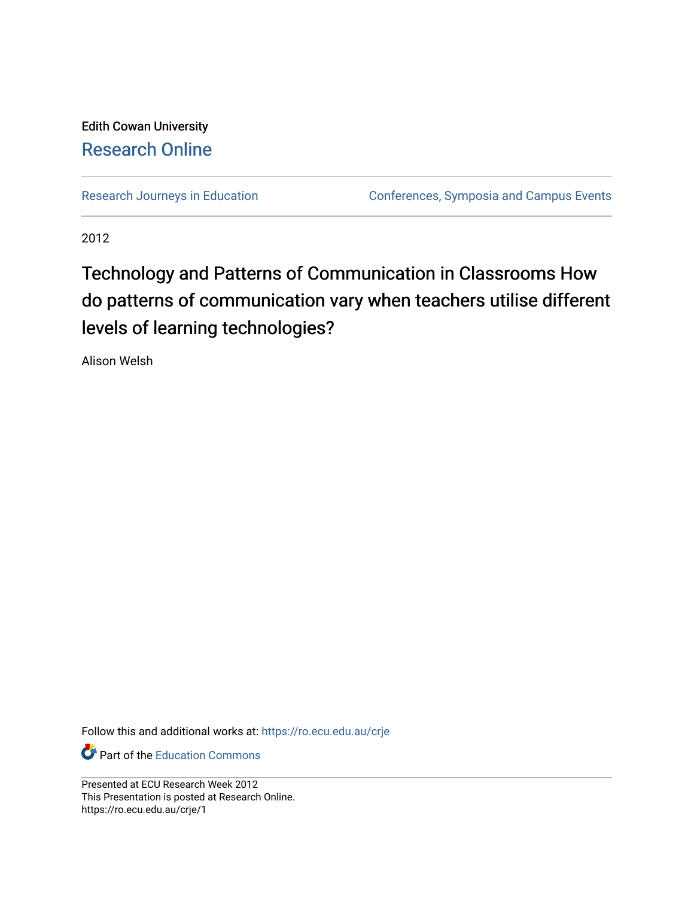Edith Cowan University

Research Online

Research Journeys in Education

Conferences, Symposia and Campus Events

2012

# Technology and Patterns of Communication in Classrooms How do patterns of communication vary when teachers utilise different levels of learning technologies?

Alison Welsh

Follow this and additional works at: https://ro.ecu.edu.au/crje

Part of the Education Commons

Presented at ECU Research Week 2012
This Presentation is posted at Research Online.
https://ro.ecu.edu.au/crje/1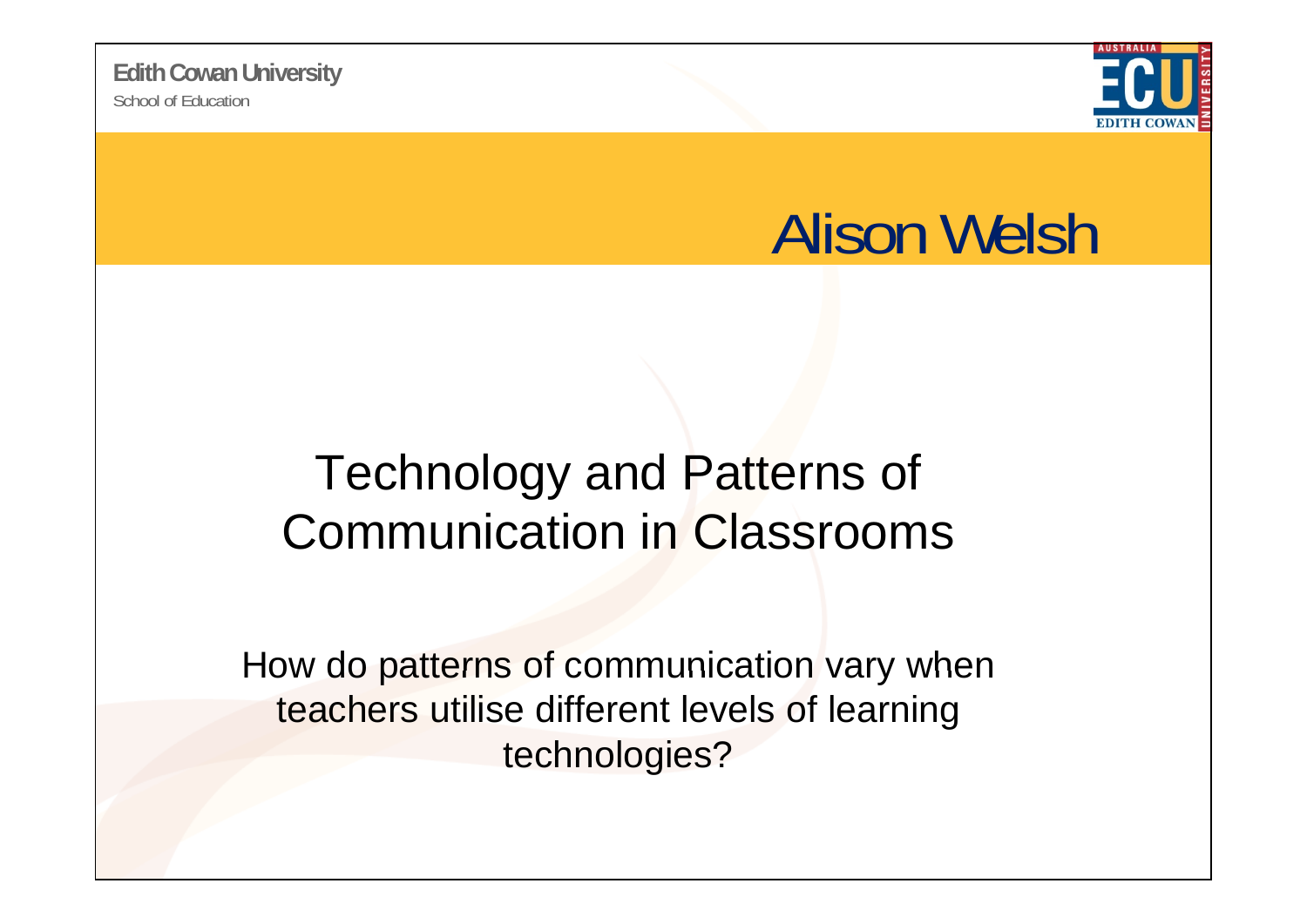Edith Cowan University

School of Education

# Alison Welsh

## Technology and Patterns of Communication in Classrooms

How do patterns of communication vary when teachers utilise different levels of learning technologies?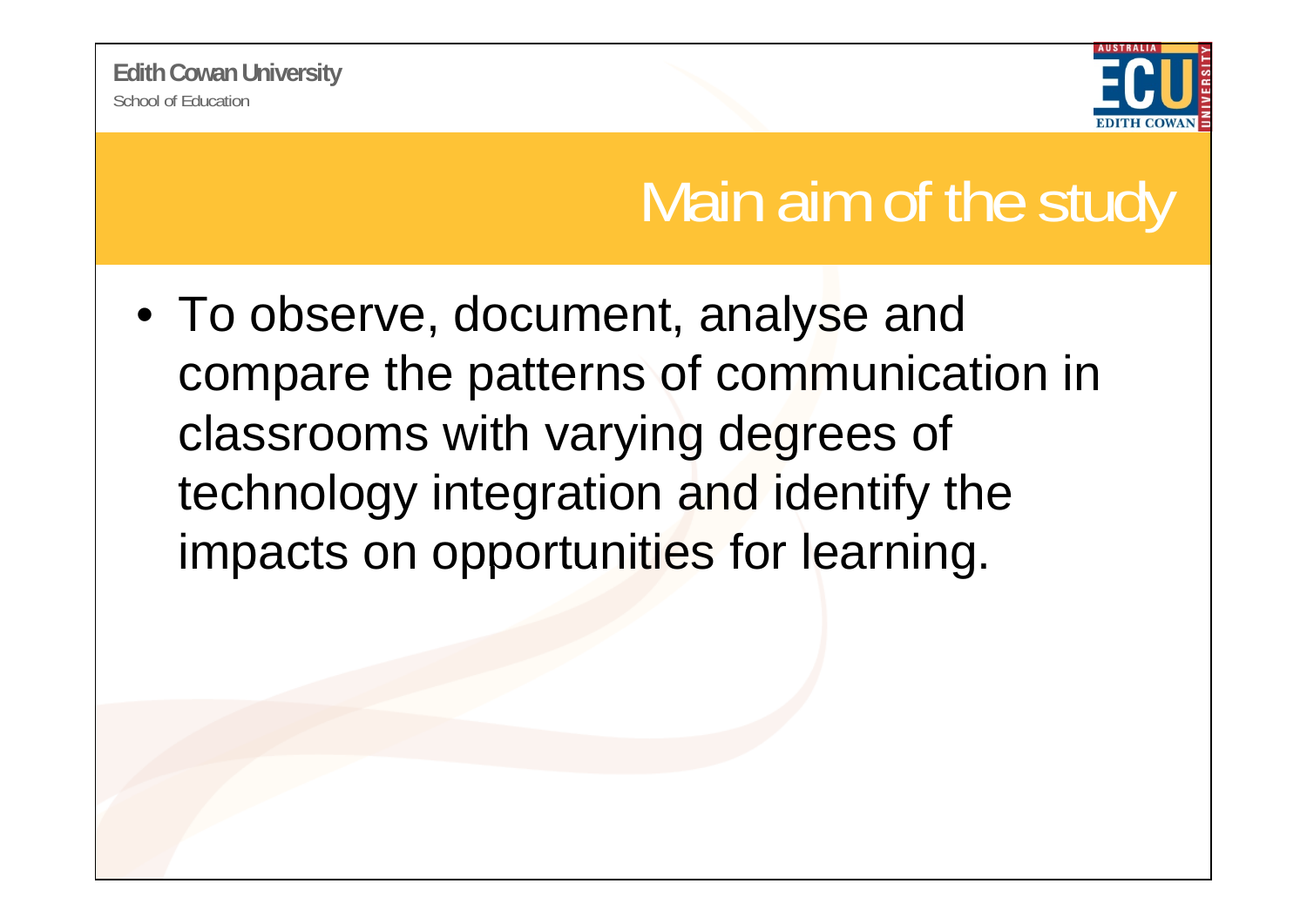# Main aim of the study

- To observe, document, analyse and compare the patterns of communication in classrooms with varying degrees of technology integration and identify the impacts on opportunities for learning.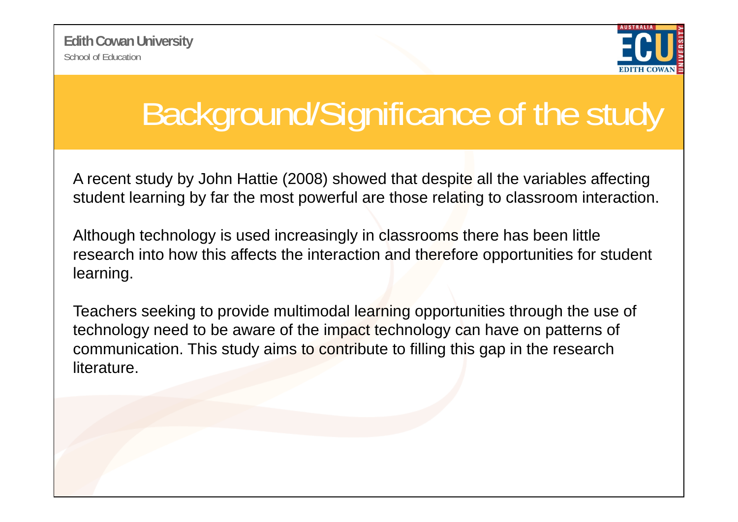# Background/Significance of the study

A recent study by John Hattie (2008) showed that despite all the variables affecting student learning by far the most powerful are those relating to classroom interaction.

Although technology is used increasingly in classrooms there has been little research into how this affects the interaction and therefore opportunities for student learning.

Teachers seeking to provide multimodal learning opportunities through the use of technology need to be aware of the impact technology can have on patterns of communication. This study aims to contribute to filling this gap in the research literature.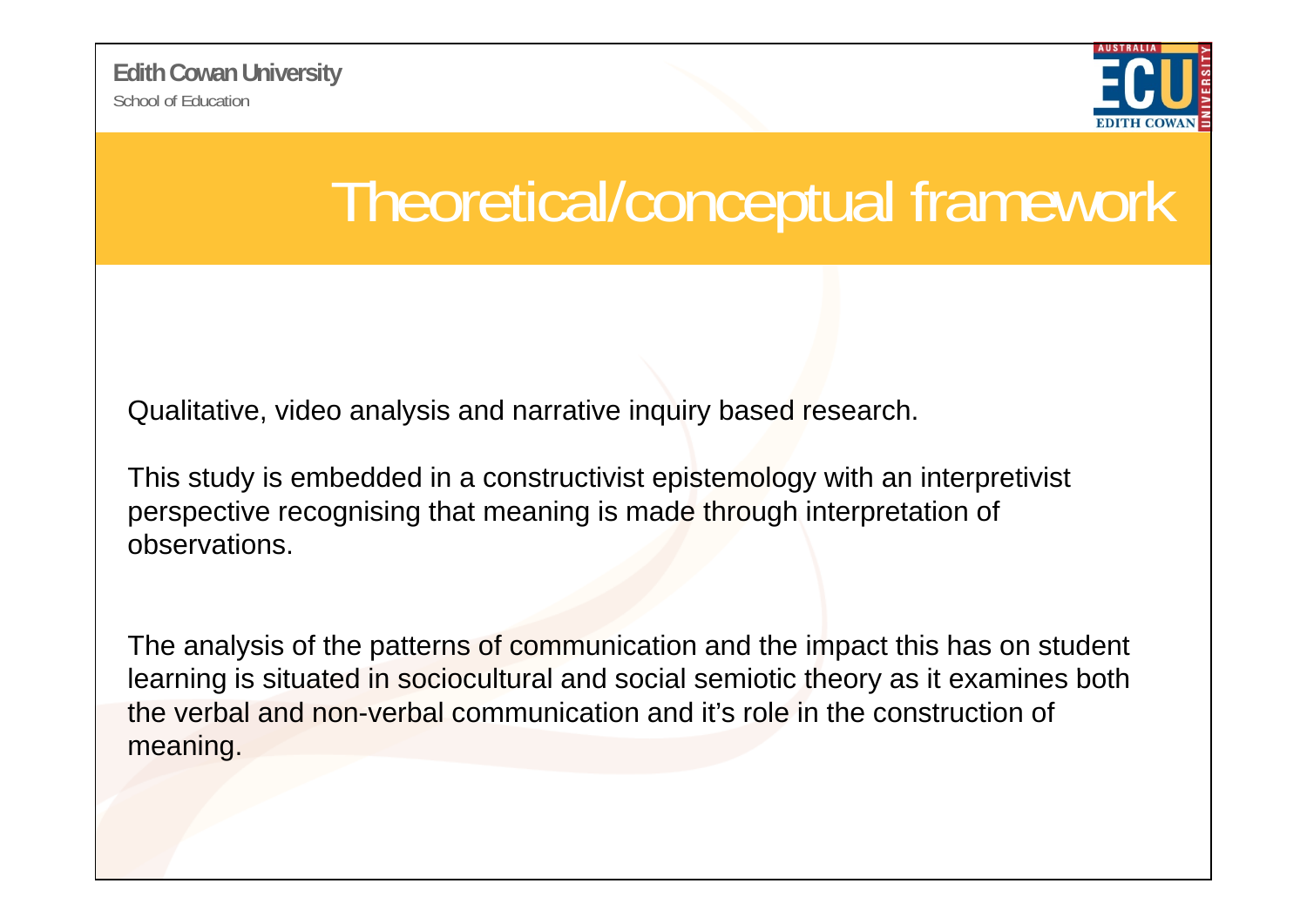# Theoretical/conceptual framework

Qualitative, video analysis and narrative inquiry based research.

This study is embedded in a constructivist epistemology with an interpretivist perspective recognising that meaning is made through interpretation of observations.

The analysis of the patterns of communication and the impact this has on student learning is situated in sociocultural and social semiotic theory as it examines both the verbal and non-verbal communication and it's role in the construction of meaning.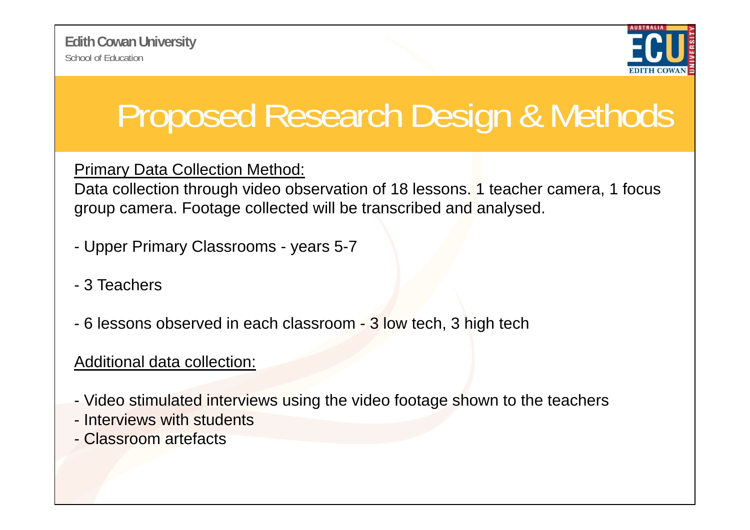# Proposed Research Design & Methods

Primary Data Collection Method:

Data collection through video observation of 18 lessons. 1 teacher camera, 1 focus group camera. Footage collected will be transcribed and analysed.

- Upper Primary Classrooms - years 5-7
- 3 Teachers
- 6 lessons observed in each classroom - 3 low tech, 3 high tech

Additional data collection:

- Video stimulated interviews using the video footage shown to the teachers
- Interviews with students
- Classroom artefacts